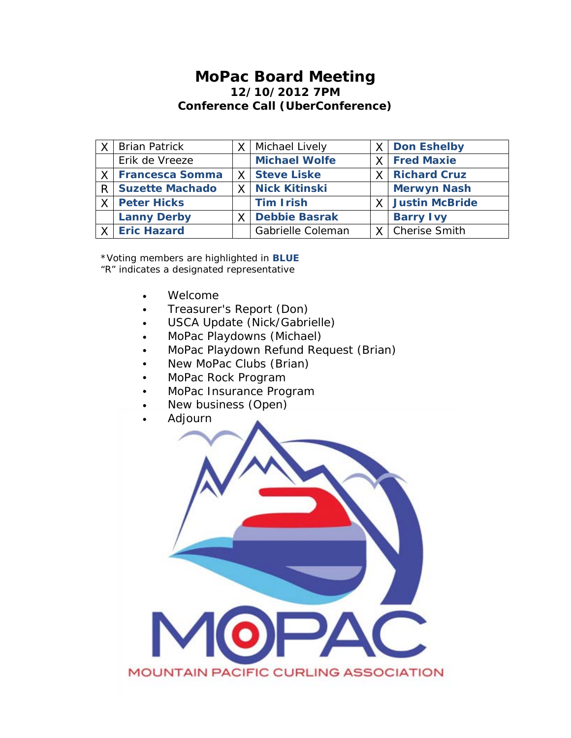# MoPac Board Meeting

**12/10/2012 7PM**

**Conference Call (UberConference)**

| | | | | | |
|---|---|---|---|---|---|
| X | Brian Patrick | X | Michael Lively | X | **Don Eshelby** |
| | Erik de Vreeze | | **Michael Wolfe** | X | **Fred Maxie** |
| X | **Francesca Somma** | X | **Steve Liske** | X | **Richard Cruz** |
| R | **Suzette Machado** | X | **Nick Kitinski** | | **Merwyn Nash** |
| X | **Peter Hicks** | | **Tim Irish** | X | **Justin McBride** |
| | **Lanny Derby** | X | **Debbie Basrak** | | **Barry Ivy** |
| X | **Eric Hazard** | | Gabrielle Coleman | X | Cherise Smith |

*Voting members are highlighted in **BLUE**

"R" indicates a designated representative

- Welcome
- Treasurer's Report (Don)
- USCA Update (Nick/Gabrielle)
- MoPac Playdowns (Michael)
- MoPac Playdown Refund Request (Brian)
- New MoPac Clubs (Brian)
- MoPac Rock Program
- MoPac Insurance Program
- New business (Open)
- Adjourn

MOPAC

MOUNTAIN PACIFIC CURLING ASSOCIATION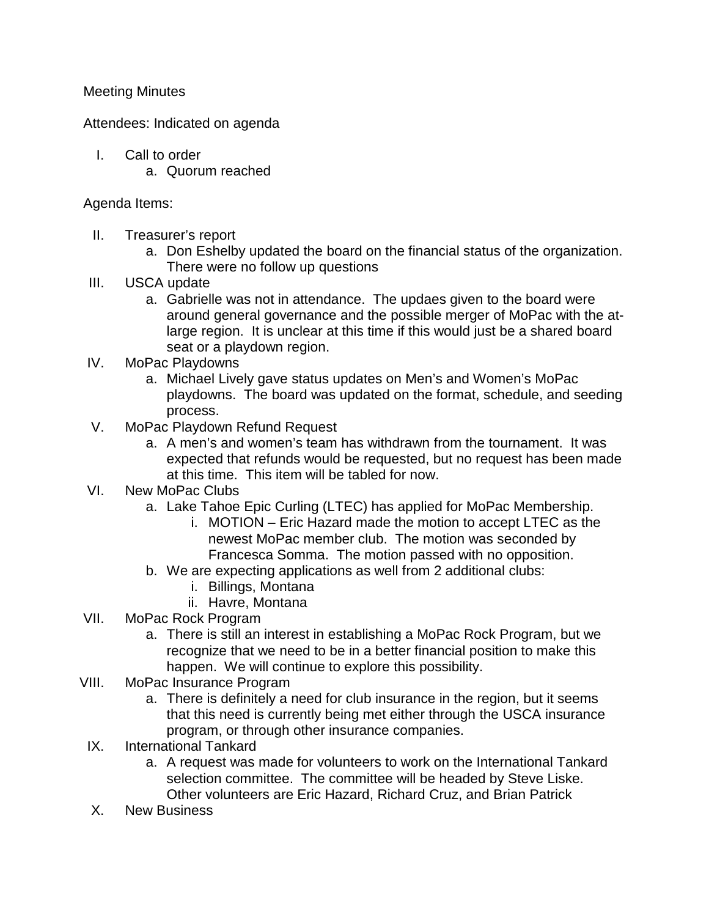Meeting Minutes

Attendees: Indicated on agenda

I. Call to order
   a. Quorum reached

Agenda Items:

II. Treasurer's report
   a. Don Eshelby updated the board on the financial status of the organization. There were no follow up questions
III. USCA update
   a. Gabrielle was not in attendance. The updaes given to the board were around general governance and the possible merger of MoPac with the at-large region. It is unclear at this time if this would just be a shared board seat or a playdown region.
IV. MoPac Playdowns
   a. Michael Lively gave status updates on Men's and Women's MoPac playdowns. The board was updated on the format, schedule, and seeding process.
V. MoPac Playdown Refund Request
   a. A men's and women's team has withdrawn from the tournament. It was expected that refunds would be requested, but no request has been made at this time. This item will be tabled for now.
VI. New MoPac Clubs
   a. Lake Tahoe Epic Curling (LTEC) has applied for MoPac Membership.
      i. MOTION – Eric Hazard made the motion to accept LTEC as the newest MoPac member club. The motion was seconded by Francesca Somma. The motion passed with no opposition.
   b. We are expecting applications as well from 2 additional clubs:
      i. Billings, Montana
      ii. Havre, Montana
VII. MoPac Rock Program
   a. There is still an interest in establishing a MoPac Rock Program, but we recognize that we need to be in a better financial position to make this happen. We will continue to explore this possibility.
VIII. MoPac Insurance Program
   a. There is definitely a need for club insurance in the region, but it seems that this need is currently being met either through the USCA insurance program, or through other insurance companies.
IX. International Tankard
   a. A request was made for volunteers to work on the International Tankard selection committee. The committee will be headed by Steve Liske. Other volunteers are Eric Hazard, Richard Cruz, and Brian Patrick
X. New Business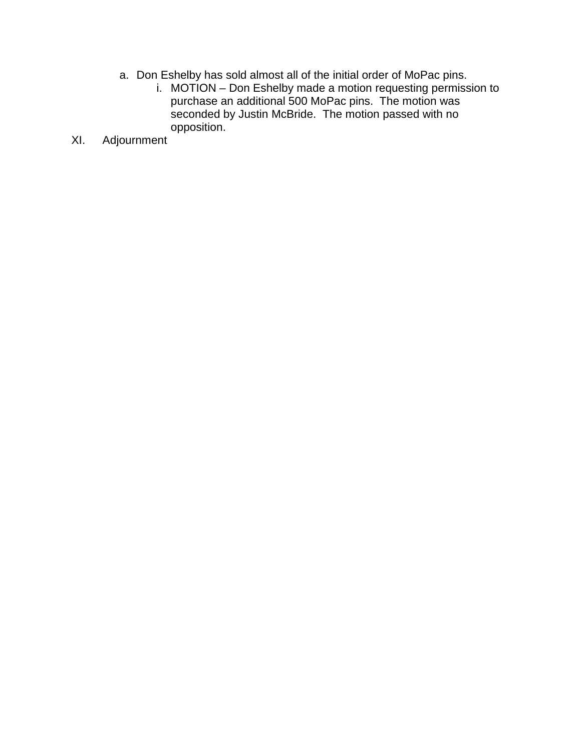a. Don Eshelby has sold almost all of the initial order of MoPac pins.
    i. MOTION – Don Eshelby made a motion requesting permission to purchase an additional 500 MoPac pins. The motion was seconded by Justin McBride. The motion passed with no opposition.

XI. Adjournment